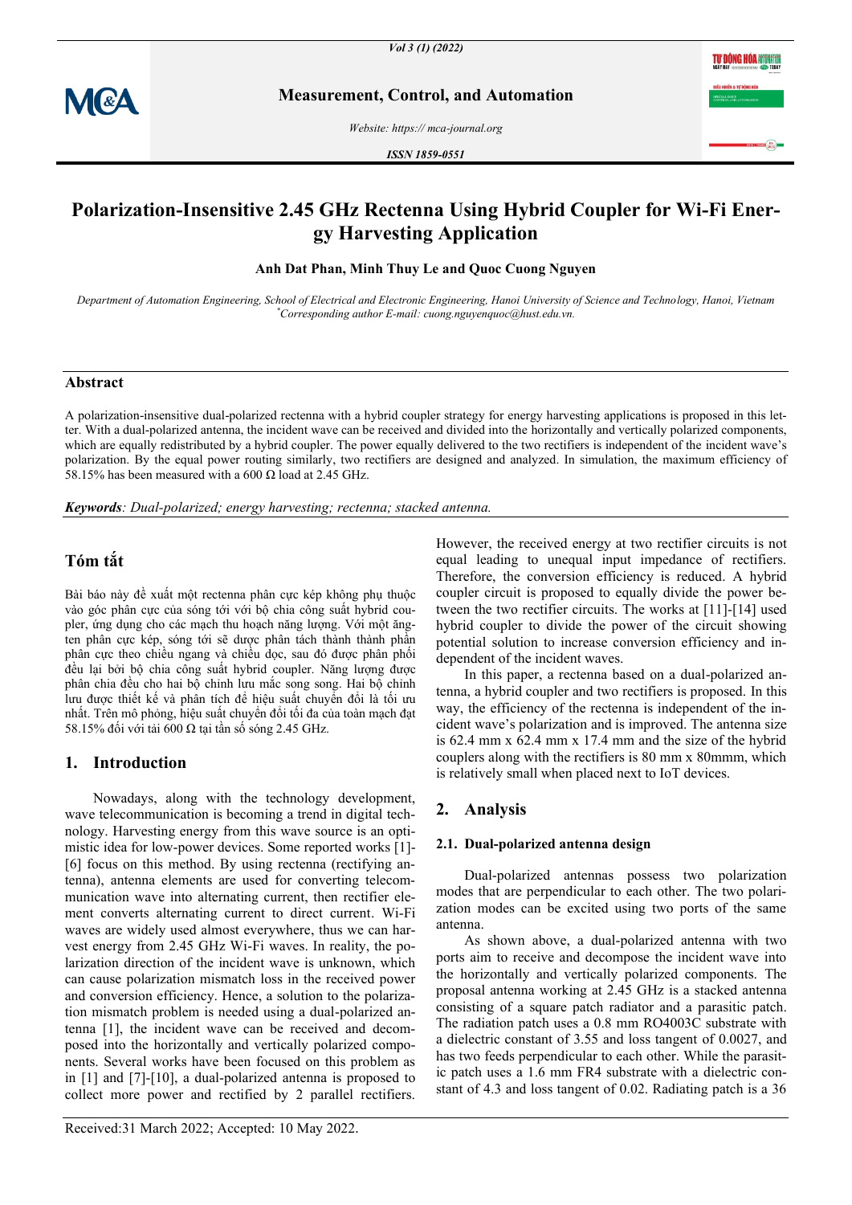# Polarization-Insensitive 2.45 GHz Rectenna Using Hybrid Coupler for Wi-Fi Energy Harvesting Application

**Anh Dat Phan, Minh Thuy Le and Quoc Cuong Nguyen**

*Department of Automation Engineering, School of Electrical and Electronic Engineering, Hanoi University of Science and Technology, Hanoi, Vietnam*
*Corresponding author E-mail: cuong.nguyenquoc@hust.edu.vn.

## Abstract

A polarization-insensitive dual-polarized rectenna with a hybrid coupler strategy for energy harvesting applications is proposed in this letter. With a dual-polarized antenna, the incident wave can be received and divided into the horizontally and vertically polarized components, which are equally redistributed by a hybrid coupler. The power equally delivered to the two rectifiers is independent of the incident wave's polarization. By the equal power routing similarly, two rectifiers are designed and analyzed. In simulation, the maximum efficiency of 58.15% has been measured with a 600 Ω load at 2.45 GHz.

***Keywords****: Dual-polarized; energy harvesting; rectenna; stacked antenna.*

## Tóm tắt

Bài báo này đề xuất một rectenna phân cực kép không phụ thuộc vào góc phân cực của sóng tới với bộ chia công suất hybrid coupler, ứng dụng cho các mạch thu hoạch năng lượng. Với một ăng-ten phân cực kép, sóng tới sẽ được phân tách thành thành phần phân cực theo chiều ngang và chiều dọc, sau đó được phân phối đều lại bởi bộ chia công suất hybrid coupler. Năng lượng được phân chia đều cho hai bộ chỉnh lưu mắc song song. Hai bộ chỉnh lưu được thiết kế và phân tích để hiệu suất chuyển đổi là tối ưu nhất. Trên mô phỏng, hiệu suất chuyển đổi tối đa của toàn mạch đạt 58.15% đối với tải 600 Ω tại tần số sóng 2.45 GHz.

## 1. Introduction

Nowadays, along with the technology development, wave telecommunication is becoming a trend in digital technology. Harvesting energy from this wave source is an optimistic idea for low-power devices. Some reported works [1]-[6] focus on this method. By using rectenna (rectifying antenna), antenna elements are used for converting telecommunication wave into alternating current, then rectifier element converts alternating current to direct current. Wi-Fi waves are widely used almost everywhere, thus we can harvest energy from 2.45 GHz Wi-Fi waves. In reality, the polarization direction of the incident wave is unknown, which can cause polarization mismatch loss in the received power and conversion efficiency. Hence, a solution to the polarization mismatch problem is needed using a dual-polarized antenna [1], the incident wave can be received and decomposed into the horizontally and vertically polarized components. Several works have been focused on this problem as in [1] and [7]-[10], a dual-polarized antenna is proposed to collect more power and rectified by 2 parallel rectifiers. However, the received energy at two rectifier circuits is not equal leading to unequal input impedance of rectifiers. Therefore, the conversion efficiency is reduced. A hybrid coupler circuit is proposed to equally divide the power between the two rectifier circuits. The works at [11]-[14] used hybrid coupler to divide the power of the circuit showing potential solution to increase conversion efficiency and independent of the incident waves.

In this paper, a rectenna based on a dual-polarized antenna, a hybrid coupler and two rectifiers is proposed. In this way, the efficiency of the rectenna is independent of the incident wave's polarization and is improved. The antenna size is 62.4 mm x 62.4 mm x 17.4 mm and the size of the hybrid couplers along with the rectifiers is 80 mm x 80mmm, which is relatively small when placed next to IoT devices.

## 2. Analysis

### 2.1. Dual-polarized antenna design

Dual-polarized antennas possess two polarization modes that are perpendicular to each other. The two polarization modes can be excited using two ports of the same antenna.

As shown above, a dual-polarized antenna with two ports aim to receive and decompose the incident wave into the horizontally and vertically polarized components. The proposal antenna working at 2.45 GHz is a stacked antenna consisting of a square patch radiator and a parasitic patch. The radiation patch uses a 0.8 mm RO4003C substrate with a dielectric constant of 3.55 and loss tangent of 0.0027, and has two feeds perpendicular to each other. While the parasitic patch uses a 1.6 mm FR4 substrate with a dielectric constant of 4.3 and loss tangent of 0.02. Radiating patch is a 36

Received:31 March 2022; Accepted: 10 May 2022.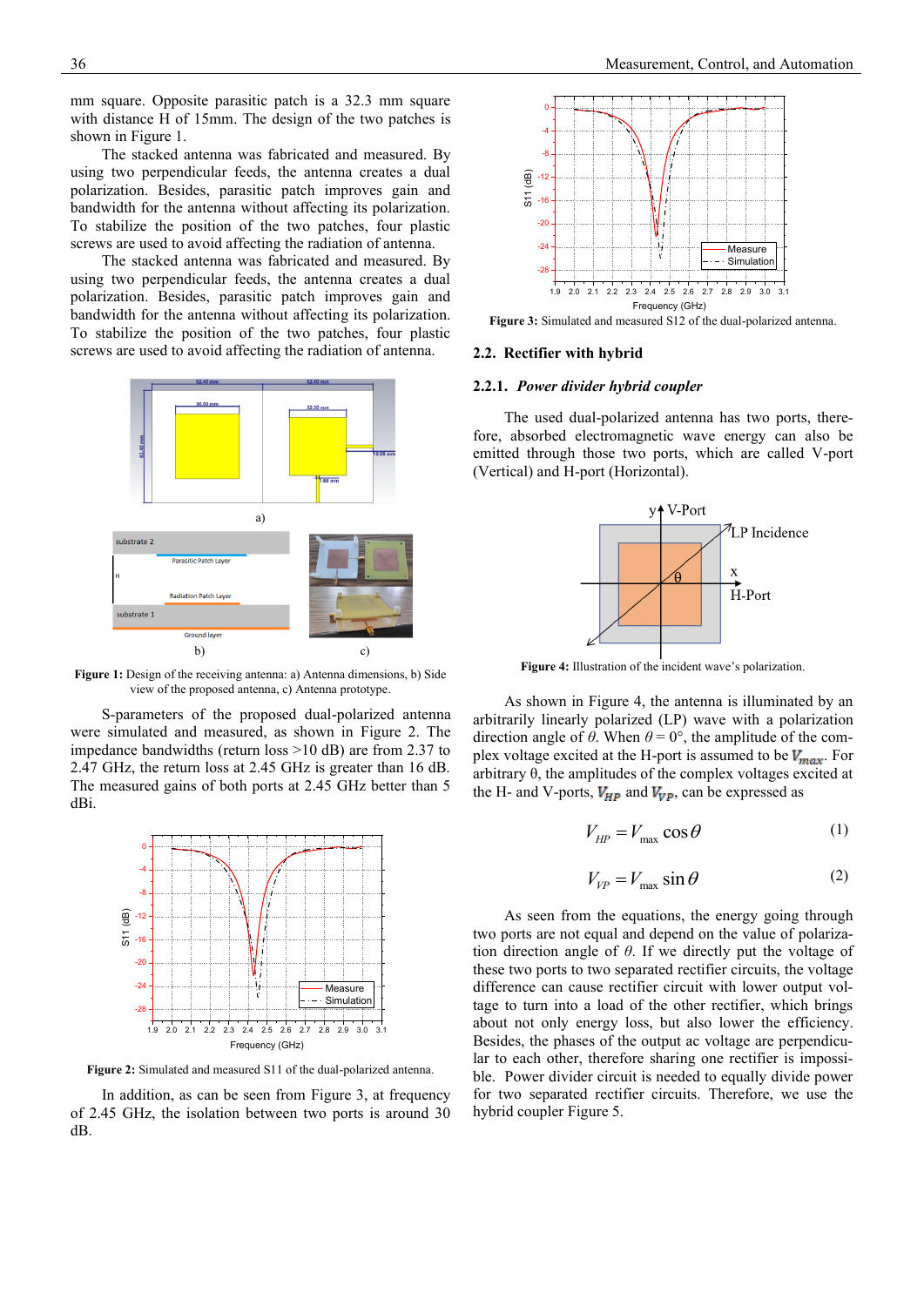mm square. Opposite parasitic patch is a 32.3 mm square with distance H of 15mm. The design of the two patches is shown in Figure 1.

The stacked antenna was fabricated and measured. By using two perpendicular feeds, the antenna creates a dual polarization. Besides, parasitic patch improves gain and bandwidth for the antenna without affecting its polarization. To stabilize the position of the two patches, four plastic screws are used to avoid affecting the radiation of antenna.

The stacked antenna was fabricated and measured. By using two perpendicular feeds, the antenna creates a dual polarization. Besides, parasitic patch improves gain and bandwidth for the antenna without affecting its polarization. To stabilize the position of the two patches, four plastic screws are used to avoid affecting the radiation of antenna.

**Figure 1:** Design of the receiving antenna: a) Antenna dimensions, b) Side view of the proposed antenna, c) Antenna prototype.

S-parameters of the proposed dual-polarized antenna were simulated and measured, as shown in Figure 2. The impedance bandwidths (return loss >10 dB) are from 2.37 to 2.47 GHz, the return loss at 2.45 GHz is greater than 16 dB. The measured gains of both ports at 2.45 GHz better than 5 dBi.

**Figure 2:** Simulated and measured S11 of the dual-polarized antenna.

In addition, as can be seen from Figure 3, at frequency of 2.45 GHz, the isolation between two ports is around 30 dB.

**Figure 3:** Simulated and measured S12 of the dual-polarized antenna.

## 2.2. Rectifier with hybrid

### 2.2.1. *Power divider hybrid coupler*

The used dual-polarized antenna has two ports, therefore, absorbed electromagnetic wave energy can also be emitted through those two ports, which are called V-port (Vertical) and H-port (Horizontal).

**Figure 4:** Illustration of the incident wave's polarization.

As shown in Figure 4, the antenna is illuminated by an arbitrarily linearly polarized (LP) wave with a polarization direction angle of $\theta$. When $\theta = 0°$, the amplitude of the complex voltage excited at the H-port is assumed to be $V_{max}$. For arbitrary $\theta$, the amplitudes of the complex voltages excited at the H- and V-ports, $V_{HP}$ and $V_{VP}$, can be expressed as

$$V_{HP} = V_{\max} \cos\theta \tag{1}$$

$$V_{VP} = V_{\max} \sin\theta \tag{2}$$

As seen from the equations, the energy going through two ports are not equal and depend on the value of polarization direction angle of $\theta$. If we directly put the voltage of these two ports to two separated rectifier circuits, the voltage difference can cause rectifier circuit with lower output voltage to turn into a load of the other rectifier, which brings about not only energy loss, but also lower the efficiency. Besides, the phases of the output ac voltage are perpendicular to each other, therefore sharing one rectifier is impossible. Power divider circuit is needed to equally divide power for two separated rectifier circuits. Therefore, we use the hybrid coupler Figure 5.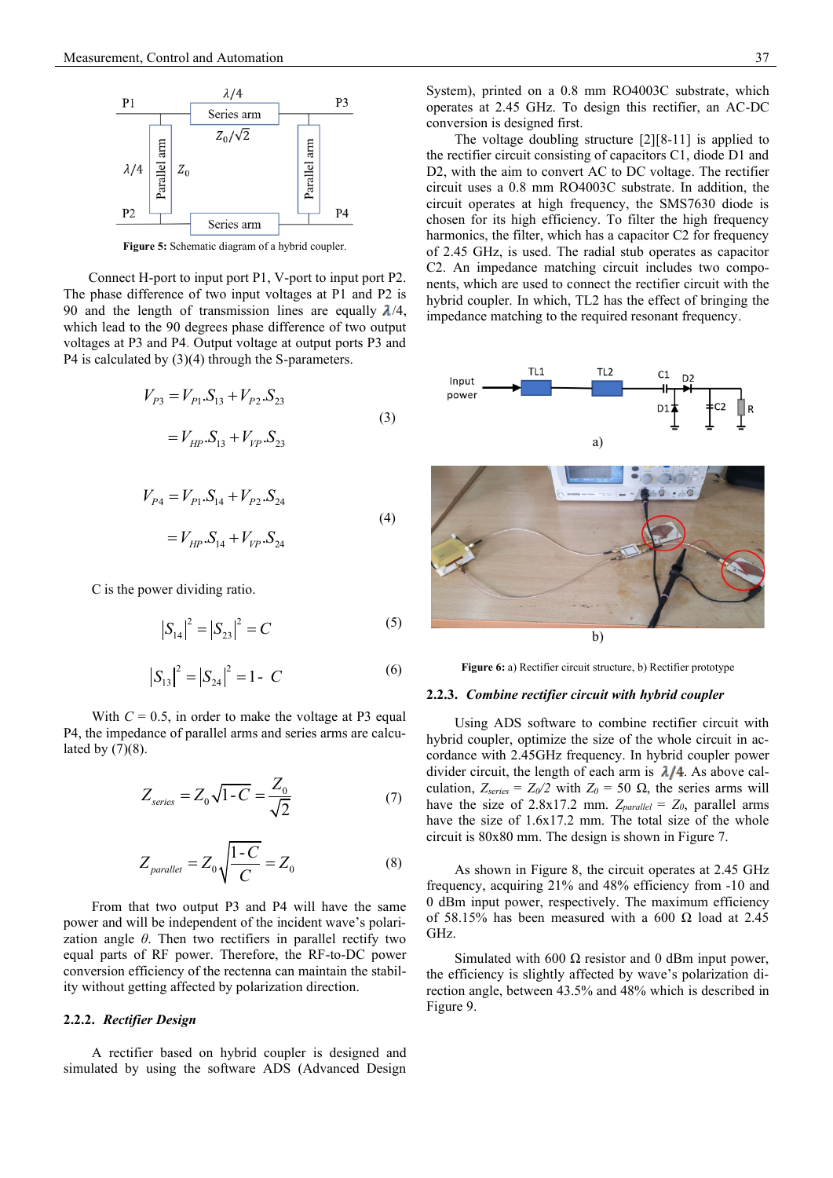Figure 5: Schematic diagram of a hybrid coupler.

Connect H-port to input port P1, V-port to input port P2. The phase difference of two input voltages at P1 and P2 is 90 and the length of transmission lines are equally $\lambda$/4, which lead to the 90 degrees phase difference of two output voltages at P3 and P4. Output voltage at output ports P3 and P4 is calculated by (3)(4) through the S-parameters.

$$V_{P3} = V_{P1}.S_{13} + V_{P2}.S_{23} = V_{HP}.S_{13} + V_{VP}.S_{23} \quad (3)$$

$$V_{P4} = V_{P1}.S_{14} + V_{P2}.S_{24} = V_{HP}.S_{14} + V_{VP}.S_{24} \quad (4)$$

C is the power dividing ratio.

$$|S_{14}|^2 = |S_{23}|^2 = C \quad (5)$$

$$|S_{13}|^2 = |S_{24}|^2 = 1 - C \quad (6)$$

With $C = 0.5$, in order to make the voltage at P3 equal P4, the impedance of parallel arms and series arms are calculated by (7)(8).

$$Z_{series} = Z_0\sqrt{1-C} = \frac{Z_0}{\sqrt{2}} \quad (7)$$

$$Z_{parallel} = Z_0\sqrt{\frac{1-C}{C}} = Z_0 \quad (8)$$

From that two output P3 and P4 will have the same power and will be independent of the incident wave's polarization angle $\theta$. Then two rectifiers in parallel rectify two equal parts of RF power. Therefore, the RF-to-DC power conversion efficiency of the rectenna can maintain the stability without getting affected by polarization direction.

#### 2.2.2. *Rectifier Design*

A rectifier based on hybrid coupler is designed and simulated by using the software ADS (Advanced Design System), printed on a 0.8 mm RO4003C substrate, which operates at 2.45 GHz. To design this rectifier, an AC-DC conversion is designed first.

The voltage doubling structure [2][8-11] is applied to the rectifier circuit consisting of capacitors C1, diode D1 and D2, with the aim to convert AC to DC voltage. The rectifier circuit uses a 0.8 mm RO4003C substrate. In addition, the circuit operates at high frequency, the SMS7630 diode is chosen for its high efficiency. To filter the high frequency harmonics, the filter, which has a capacitor C2 for frequency of 2.45 GHz, is used. The radial stub operates as capacitor C2. An impedance matching circuit includes two components, which are used to connect the rectifier circuit with the hybrid coupler. In which, TL2 has the effect of bringing the impedance matching to the required resonant frequency.

**Figure 6:** a) Rectifier circuit structure, b) Rectifier prototype

#### 2.2.3. *Combine rectifier circuit with hybrid coupler*

Using ADS software to combine rectifier circuit with hybrid coupler, optimize the size of the whole circuit in accordance with 2.45GHz frequency. In hybrid coupler power divider circuit, the length of each arm is $\lambda/4$. As above calculation, $Z_{series} = Z_0/2$ with $Z_0 = 50\ \Omega$, the series arms will have the size of 2.8x17.2 mm. $Z_{parallel} = Z_0$, parallel arms have the size of 1.6x17.2 mm. The total size of the whole circuit is 80x80 mm. The design is shown in Figure 7.

As shown in Figure 8, the circuit operates at 2.45 GHz frequency, acquiring 21% and 48% efficiency from -10 and 0 dBm input power, respectively. The maximum efficiency of 58.15% has been measured with a 600 Ω load at 2.45 GHz.

Simulated with 600 Ω resistor and 0 dBm input power, the efficiency is slightly affected by wave's polarization direction angle, between 43.5% and 48% which is described in Figure 9.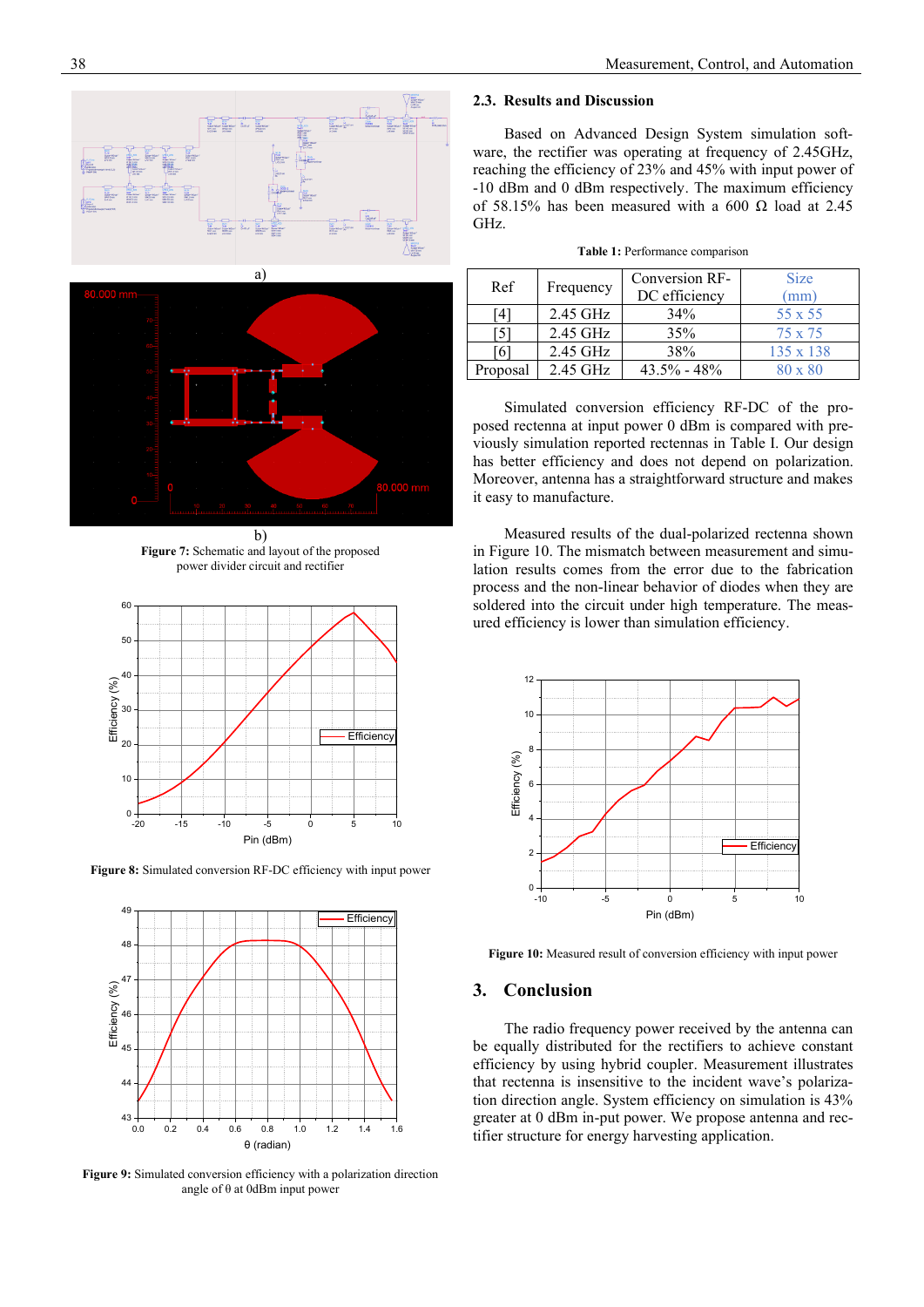a)

b)

**Figure 7:** Schematic and layout of the proposed power divider circuit and rectifier

**Figure 8:** Simulated conversion RF-DC efficiency with input power

**Figure 9:** Simulated conversion efficiency with a polarization direction angle of θ at 0dBm input power

### 2.3. Results and Discussion

Based on Advanced Design System simulation software, the rectifier was operating at frequency of 2.45GHz, reaching the efficiency of 23% and 45% with input power of -10 dBm and 0 dBm respectively. The maximum efficiency of 58.15% has been measured with a 600 Ω load at 2.45 GHz.

**Table 1:** Performance comparison

| Ref | Frequency | Conversion RF-DC efficiency | Size (mm) |
|---|---|---|---|
| [4] | 2.45 GHz | 34% | 55 x 55 |
| [5] | 2.45 GHz | 35% | 75 x 75 |
| [6] | 2.45 GHz | 38% | 135 x 138 |
| Proposal | 2.45 GHz | 43.5% - 48% | 80 x 80 |

Simulated conversion efficiency RF-DC of the proposed rectenna at input power 0 dBm is compared with previously simulation reported rectennas in Table I. Our design has better efficiency and does not depend on polarization. Moreover, antenna has a straightforward structure and makes it easy to manufacture.

Measured results of the dual-polarized rectenna shown in Figure 10. The mismatch between measurement and simulation results comes from the error due to the fabrication process and the non-linear behavior of diodes when they are soldered into the circuit under high temperature. The measured efficiency is lower than simulation efficiency.

**Figure 10:** Measured result of conversion efficiency with input power

## 3. Conclusion

The radio frequency power received by the antenna can be equally distributed for the rectifiers to achieve constant efficiency by using hybrid coupler. Measurement illustrates that rectenna is insensitive to the incident wave's polarization direction angle. System efficiency on simulation is 43% greater at 0 dBm in-put power. We propose antenna and rectifier structure for energy harvesting application.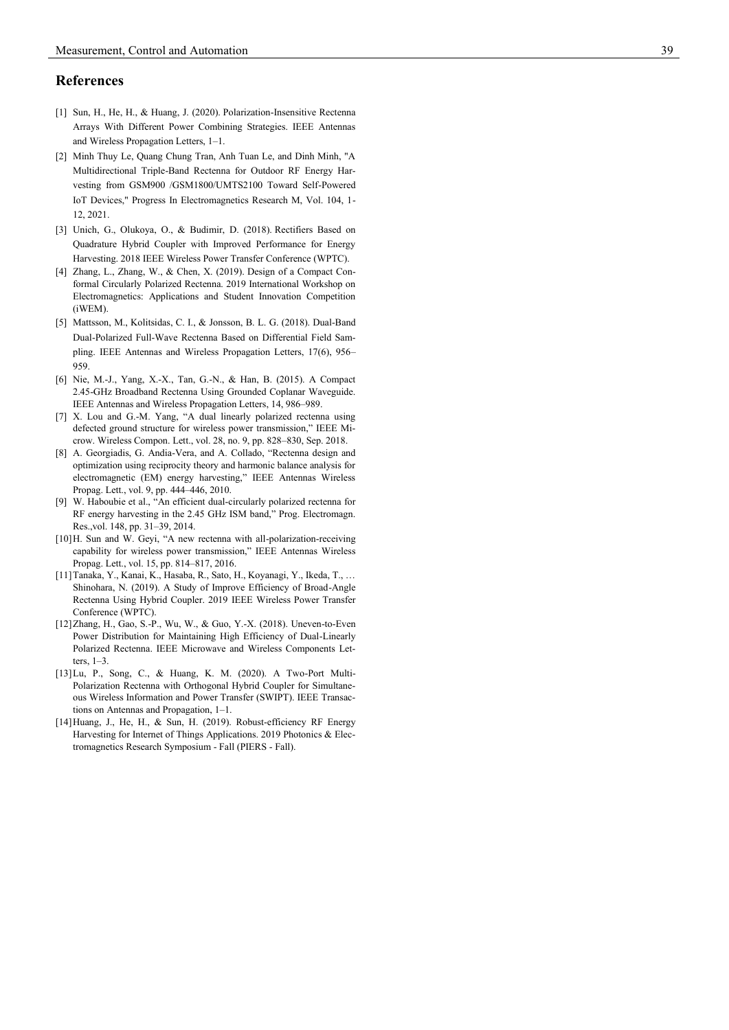## References

[1] Sun, H., He, H., & Huang, J. (2020). Polarization-Insensitive Rectenna Arrays With Different Power Combining Strategies. IEEE Antennas and Wireless Propagation Letters, 1–1.

[2] Minh Thuy Le, Quang Chung Tran, Anh Tuan Le, and Dinh Minh, "A Multidirectional Triple-Band Rectenna for Outdoor RF Energy Harvesting from GSM900 /GSM1800/UMTS2100 Toward Self-Powered IoT Devices," Progress In Electromagnetics Research M, Vol. 104, 1-12, 2021.

[3] Unich, G., Olukoya, O., & Budimir, D. (2018). Rectifiers Based on Quadrature Hybrid Coupler with Improved Performance for Energy Harvesting. 2018 IEEE Wireless Power Transfer Conference (WPTC).

[4] Zhang, L., Zhang, W., & Chen, X. (2019). Design of a Compact Conformal Circularly Polarized Rectenna. 2019 International Workshop on Electromagnetics: Applications and Student Innovation Competition (iWEM).

[5] Mattsson, M., Kolitsidas, C. I., & Jonsson, B. L. G. (2018). Dual-Band Dual-Polarized Full-Wave Rectenna Based on Differential Field Sampling. IEEE Antennas and Wireless Propagation Letters, 17(6), 956–959.

[6] Nie, M.-J., Yang, X.-X., Tan, G.-N., & Han, B. (2015). A Compact 2.45-GHz Broadband Rectenna Using Grounded Coplanar Waveguide. IEEE Antennas and Wireless Propagation Letters, 14, 986–989.

[7] X. Lou and G.-M. Yang, "A dual linearly polarized rectenna using defected ground structure for wireless power transmission," IEEE Microw. Wireless Compon. Lett., vol. 28, no. 9, pp. 828–830, Sep. 2018.

[8] A. Georgiadis, G. Andia-Vera, and A. Collado, "Rectenna design and optimization using reciprocity theory and harmonic balance analysis for electromagnetic (EM) energy harvesting," IEEE Antennas Wireless Propag. Lett., vol. 9, pp. 444–446, 2010.

[9] W. Haboubie et al., "An efficient dual-circularly polarized rectenna for RF energy harvesting in the 2.45 GHz ISM band," Prog. Electromagn. Res.,vol. 148, pp. 31–39, 2014.

[10] H. Sun and W. Geyi, "A new rectenna with all-polarization-receiving capability for wireless power transmission," IEEE Antennas Wireless Propag. Lett., vol. 15, pp. 814–817, 2016.

[11] Tanaka, Y., Kanai, K., Hasaba, R., Sato, H., Koyanagi, Y., Ikeda, T., … Shinohara, N. (2019). A Study of Improve Efficiency of Broad-Angle Rectenna Using Hybrid Coupler. 2019 IEEE Wireless Power Transfer Conference (WPTC).

[12] Zhang, H., Gao, S.-P., Wu, W., & Guo, Y.-X. (2018). Uneven-to-Even Power Distribution for Maintaining High Efficiency of Dual-Linearly Polarized Rectenna. IEEE Microwave and Wireless Components Letters, 1–3.

[13] Lu, P., Song, C., & Huang, K. M. (2020). A Two-Port Multi-Polarization Rectenna with Orthogonal Hybrid Coupler for Simultaneous Wireless Information and Power Transfer (SWIPT). IEEE Transactions on Antennas and Propagation, 1–1.

[14] Huang, J., He, H., & Sun, H. (2019). Robust-efficiency RF Energy Harvesting for Internet of Things Applications. 2019 Photonics & Electromagnetics Research Symposium - Fall (PIERS - Fall).